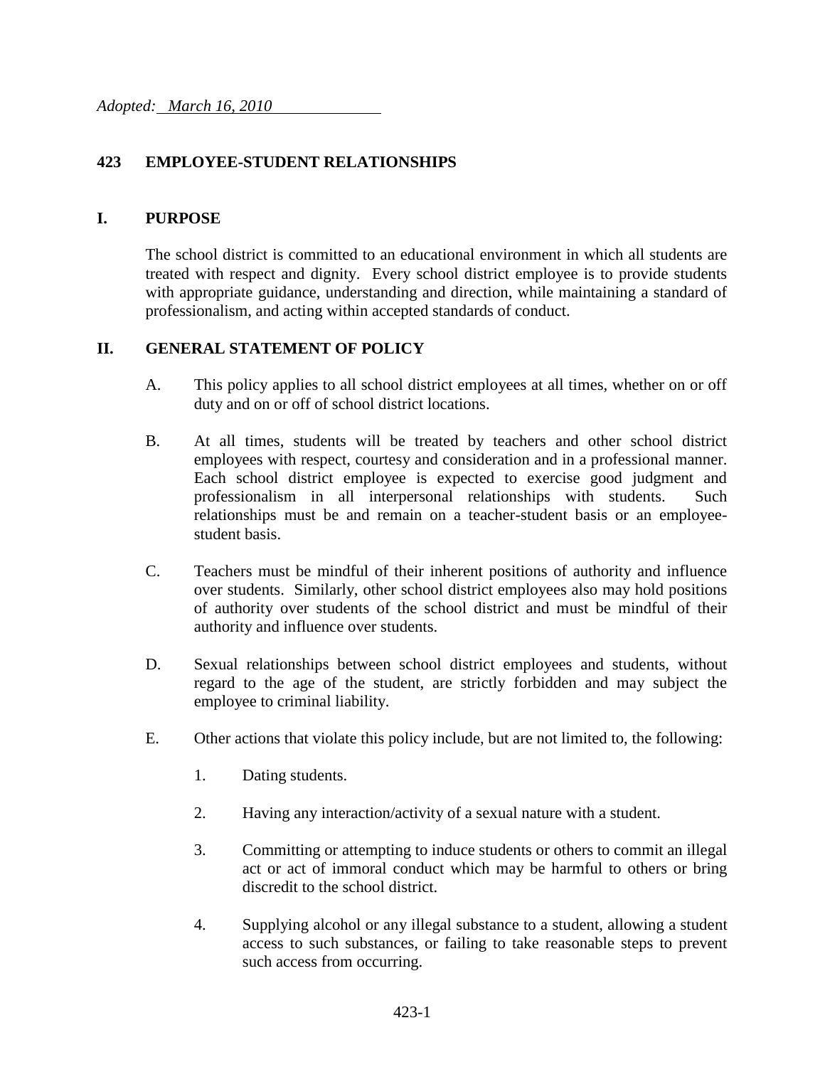*Adopted: March 16, 2010*

# 423 EMPLOYEE-STUDENT RELATIONSHIPS

## I. PURPOSE

The school district is committed to an educational environment in which all students are treated with respect and dignity. Every school district employee is to provide students with appropriate guidance, understanding and direction, while maintaining a standard of professionalism, and acting within accepted standards of conduct.

## II. GENERAL STATEMENT OF POLICY

A. This policy applies to all school district employees at all times, whether on or off duty and on or off of school district locations.

B. At all times, students will be treated by teachers and other school district employees with respect, courtesy and consideration and in a professional manner. Each school district employee is expected to exercise good judgment and professionalism in all interpersonal relationships with students. Such relationships must be and remain on a teacher-student basis or an employee-student basis.

C. Teachers must be mindful of their inherent positions of authority and influence over students. Similarly, other school district employees also may hold positions of authority over students of the school district and must be mindful of their authority and influence over students.

D. Sexual relationships between school district employees and students, without regard to the age of the student, are strictly forbidden and may subject the employee to criminal liability.

E. Other actions that violate this policy include, but are not limited to, the following:

1. Dating students.

2. Having any interaction/activity of a sexual nature with a student.

3. Committing or attempting to induce students or others to commit an illegal act or act of immoral conduct which may be harmful to others or bring discredit to the school district.

4. Supplying alcohol or any illegal substance to a student, allowing a student access to such substances, or failing to take reasonable steps to prevent such access from occurring.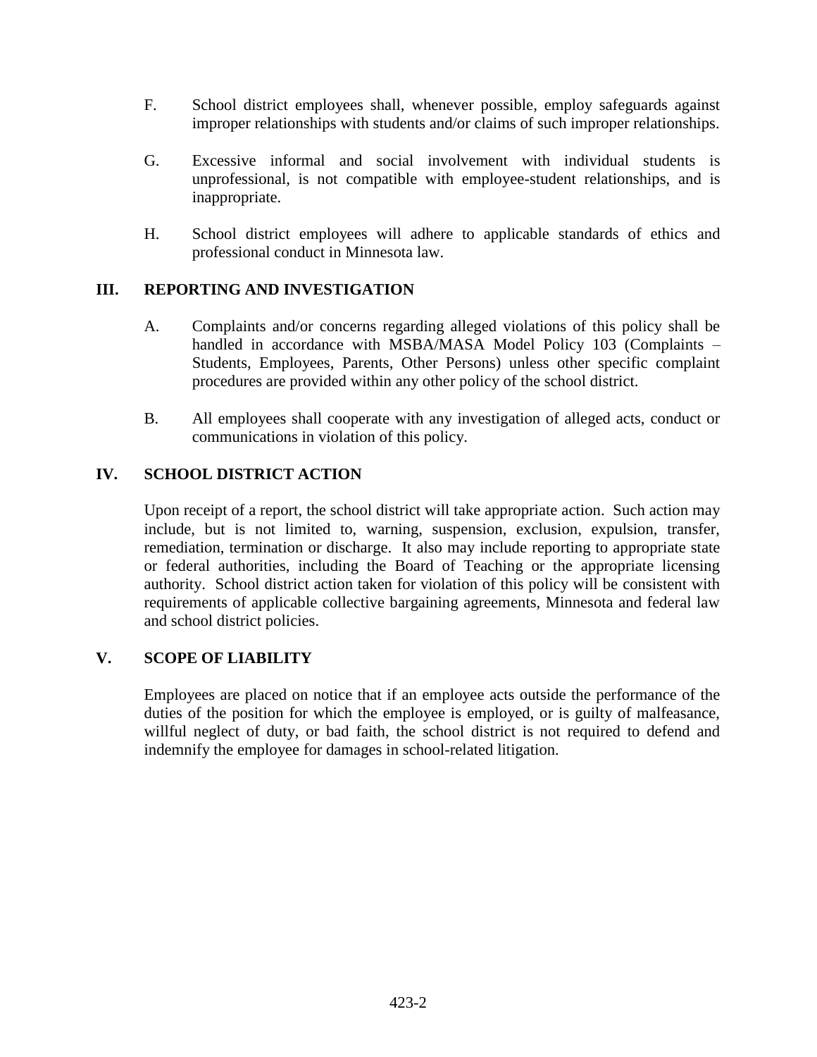F. School district employees shall, whenever possible, employ safeguards against improper relationships with students and/or claims of such improper relationships.

G. Excessive informal and social involvement with individual students is unprofessional, is not compatible with employee-student relationships, and is inappropriate.

H. School district employees will adhere to applicable standards of ethics and professional conduct in Minnesota law.

## III. REPORTING AND INVESTIGATION

A. Complaints and/or concerns regarding alleged violations of this policy shall be handled in accordance with MSBA/MASA Model Policy 103 (Complaints – Students, Employees, Parents, Other Persons) unless other specific complaint procedures are provided within any other policy of the school district.

B. All employees shall cooperate with any investigation of alleged acts, conduct or communications in violation of this policy.

## IV. SCHOOL DISTRICT ACTION

Upon receipt of a report, the school district will take appropriate action. Such action may include, but is not limited to, warning, suspension, exclusion, expulsion, transfer, remediation, termination or discharge. It also may include reporting to appropriate state or federal authorities, including the Board of Teaching or the appropriate licensing authority. School district action taken for violation of this policy will be consistent with requirements of applicable collective bargaining agreements, Minnesota and federal law and school district policies.

## V. SCOPE OF LIABILITY

Employees are placed on notice that if an employee acts outside the performance of the duties of the position for which the employee is employed, or is guilty of malfeasance, willful neglect of duty, or bad faith, the school district is not required to defend and indemnify the employee for damages in school-related litigation.